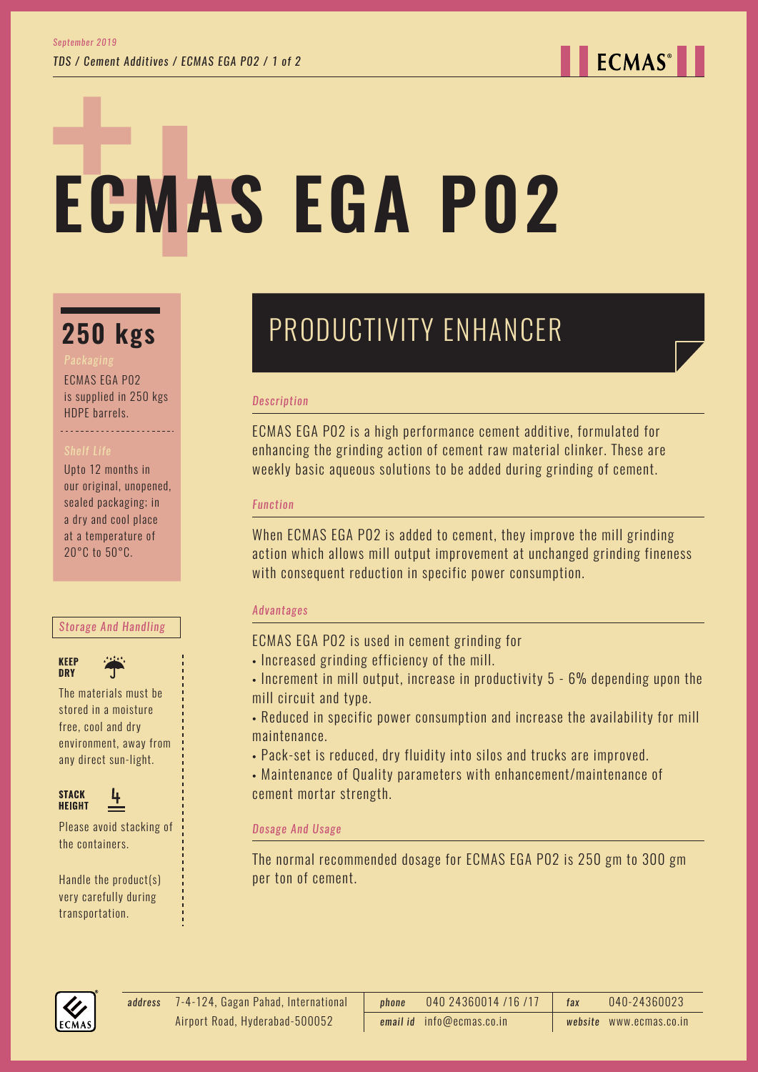# ECMAS EGA P02

## 250 kgs

*Packaging*

ECMAS EGA P02 is supplied in 250 kgs HDPE barrels.

*Shelf Life*

Upto 12 months in our original, unopened, sealed packaging; in a dry and cool place at a temperature of 20°C to 50°C.

*Storage And Handling*

**KEEP DRY**

The materials must be stored in a moisture free, cool and dry environment, away from any direct sun-light.

**STACK HEIGHT**

Please avoid stacking of the containers.

Handle the product(s) very carefully during transportation.

## PRODUCTIVITY ENHANCER

*Description*

ECMAS EGA P02 is a high performance cement additive, formulated for enhancing the grinding action of cement raw material clinker. These are weekly basic aqueous solutions to be added during grinding of cement.

*Function*

When ECMAS EGA P02 is added to cement, they improve the mill grinding action which allows mill output improvement at unchanged grinding fineness with consequent reduction in specific power consumption.

*Advantages*

ECMAS EGA P02 is used in cement grinding for

- Increased grinding efficiency of the mill.
- Increment in mill output, increase in productivity 5 - 6% depending upon the mill circuit and type.
- Reduced in specific power consumption and increase the availability for mill maintenance.
- Pack-set is reduced, dry fluidity into silos and trucks are improved.
- Maintenance of Quality parameters with enhancement/maintenance of cement mortar strength.

*Dosage And Usage*

The normal recommended dosage for ECMAS EGA P02 is 250 gm to 300 gm per ton of cement.

*address* 7-4-124, Gagan Pahad, International Airport Road, Hyderabad-500052
*phone* 040 24360014 /16 /17 *fax* 040-24360023
*email id* info@ecmas.co.in *website* www.ecmas.co.in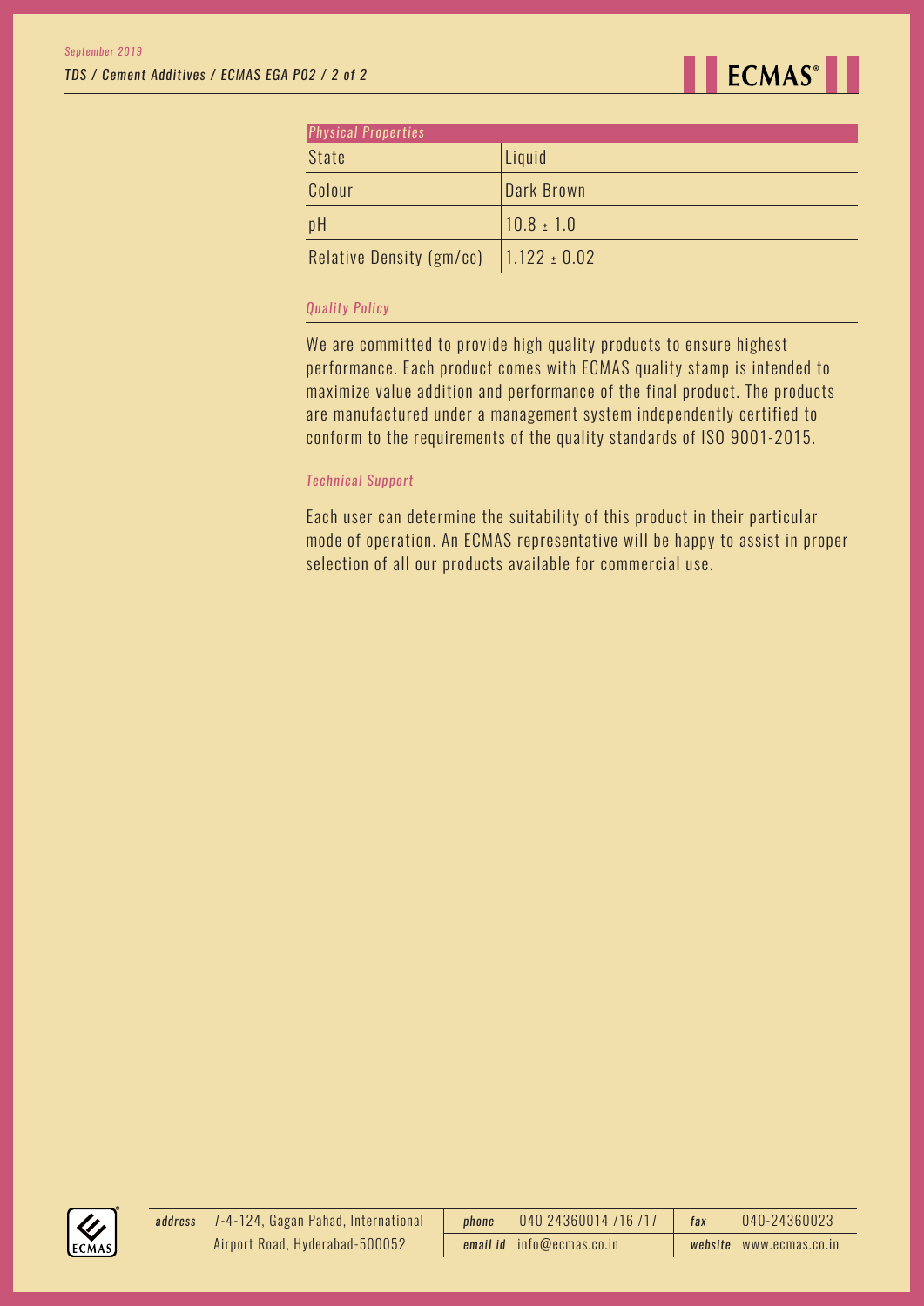| Physical Properties | |
|---|---|
| State | Liquid |
| Colour | Dark Brown |
| pH | 10.8 ± 1.0 |
| Relative Density (gm/cc) | 1.122 ± 0.02 |

### *Quality Policy*

We are committed to provide high quality products to ensure highest performance. Each product comes with ECMAS quality stamp is intended to maximize value addition and performance of the final product. The products are manufactured under a management system independently certified to conform to the requirements of the quality standards of ISO 9001-2015.

### *Technical Support*

Each user can determine the suitability of this product in their particular mode of operation. An ECMAS representative will be happy to assist in proper selection of all our products available for commercial use.

| | | | | | |
|---|---|---|---|---|---|
| *address* | 7-4-124, Gagan Pahad, International Airport Road, Hyderabad-500052 | *phone* | 040 24360014 /16 /17 | *fax* | 040-24360023 |
| | | *email id* | info@ecmas.co.in | *website* | www.ecmas.co.in |